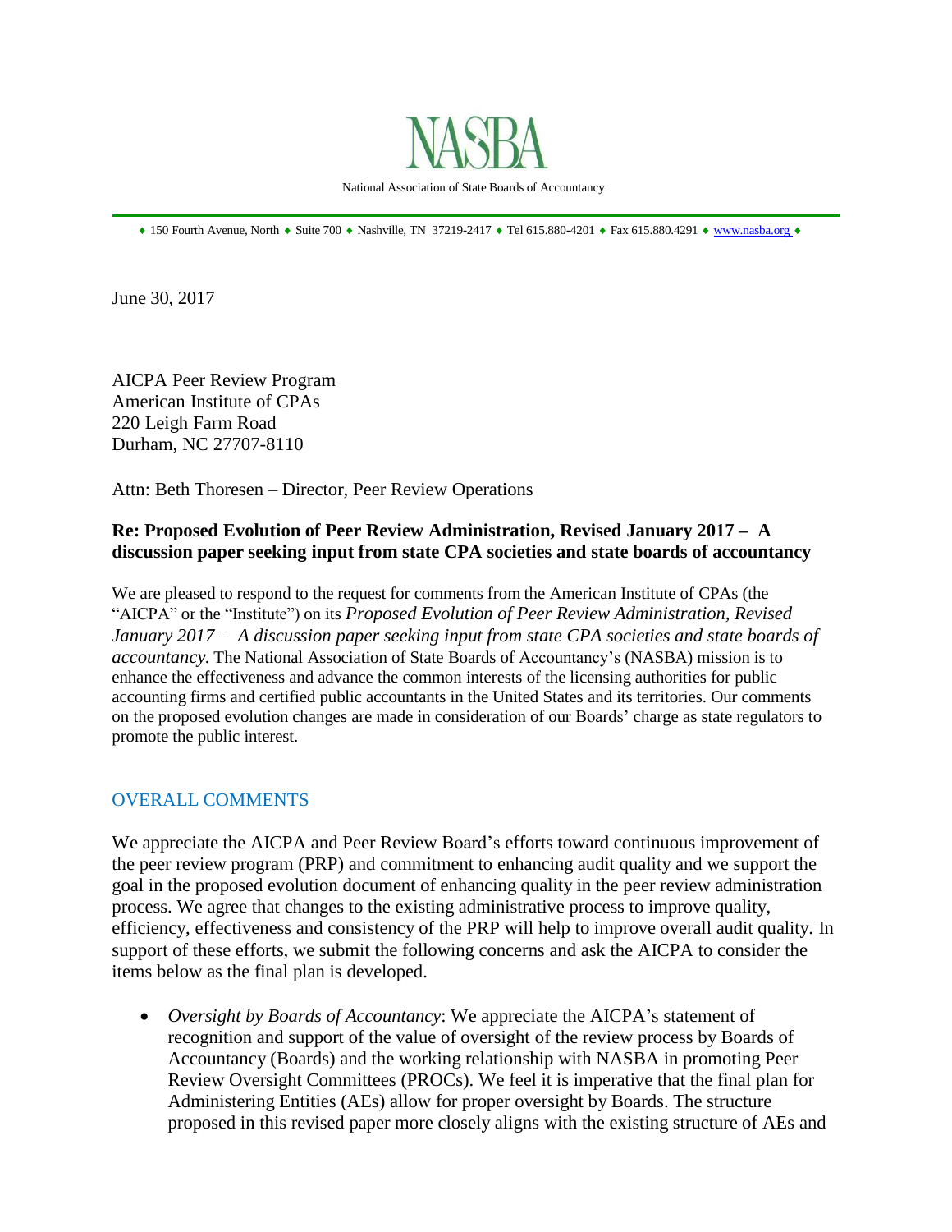# NASBA

National Association of State Boards of Accountancy

♦ 150 Fourth Avenue, North ♦ Suite 700 ♦ Nashville, TN 37219-2417 ♦ Tel 615.880-4201 ♦ Fax 615.880.4291 ♦ www.nasba.org ♦

June 30, 2017

AICPA Peer Review Program
American Institute of CPAs
220 Leigh Farm Road
Durham, NC 27707-8110

Attn: Beth Thoresen – Director, Peer Review Operations

**Re: Proposed Evolution of Peer Review Administration, Revised January 2017 – A discussion paper seeking input from state CPA societies and state boards of accountancy**

We are pleased to respond to the request for comments from the American Institute of CPAs (the "AICPA" or the "Institute") on its *Proposed Evolution of Peer Review Administration, Revised January 2017 – A discussion paper seeking input from state CPA societies and state boards of accountancy.* The National Association of State Boards of Accountancy's (NASBA) mission is to enhance the effectiveness and advance the common interests of the licensing authorities for public accounting firms and certified public accountants in the United States and its territories. Our comments on the proposed evolution changes are made in consideration of our Boards' charge as state regulators to promote the public interest.

## OVERALL COMMENTS

We appreciate the AICPA and Peer Review Board's efforts toward continuous improvement of the peer review program (PRP) and commitment to enhancing audit quality and we support the goal in the proposed evolution document of enhancing quality in the peer review administration process. We agree that changes to the existing administrative process to improve quality, efficiency, effectiveness and consistency of the PRP will help to improve overall audit quality. In support of these efforts, we submit the following concerns and ask the AICPA to consider the items below as the final plan is developed.

- *Oversight by Boards of Accountancy*: We appreciate the AICPA's statement of recognition and support of the value of oversight of the review process by Boards of Accountancy (Boards) and the working relationship with NASBA in promoting Peer Review Oversight Committees (PROCs). We feel it is imperative that the final plan for Administering Entities (AEs) allow for proper oversight by Boards. The structure proposed in this revised paper more closely aligns with the existing structure of AEs and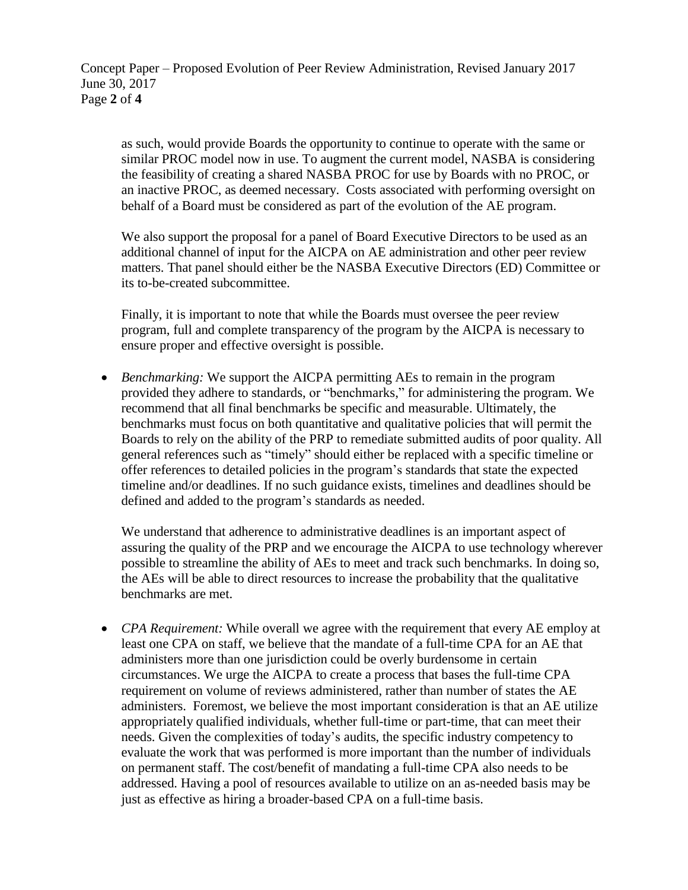as such, would provide Boards the opportunity to continue to operate with the same or similar PROC model now in use. To augment the current model, NASBA is considering the feasibility of creating a shared NASBA PROC for use by Boards with no PROC, or an inactive PROC, as deemed necessary. Costs associated with performing oversight on behalf of a Board must be considered as part of the evolution of the AE program.

We also support the proposal for a panel of Board Executive Directors to be used as an additional channel of input for the AICPA on AE administration and other peer review matters. That panel should either be the NASBA Executive Directors (ED) Committee or its to-be-created subcommittee.

Finally, it is important to note that while the Boards must oversee the peer review program, full and complete transparency of the program by the AICPA is necessary to ensure proper and effective oversight is possible.

- *Benchmarking:* We support the AICPA permitting AEs to remain in the program provided they adhere to standards, or "benchmarks," for administering the program. We recommend that all final benchmarks be specific and measurable. Ultimately, the benchmarks must focus on both quantitative and qualitative policies that will permit the Boards to rely on the ability of the PRP to remediate submitted audits of poor quality. All general references such as "timely" should either be replaced with a specific timeline or offer references to detailed policies in the program's standards that state the expected timeline and/or deadlines. If no such guidance exists, timelines and deadlines should be defined and added to the program's standards as needed.

  We understand that adherence to administrative deadlines is an important aspect of assuring the quality of the PRP and we encourage the AICPA to use technology wherever possible to streamline the ability of AEs to meet and track such benchmarks. In doing so, the AEs will be able to direct resources to increase the probability that the qualitative benchmarks are met.

- *CPA Requirement:* While overall we agree with the requirement that every AE employ at least one CPA on staff, we believe that the mandate of a full-time CPA for an AE that administers more than one jurisdiction could be overly burdensome in certain circumstances. We urge the AICPA to create a process that bases the full-time CPA requirement on volume of reviews administered, rather than number of states the AE administers. Foremost, we believe the most important consideration is that an AE utilize appropriately qualified individuals, whether full-time or part-time, that can meet their needs. Given the complexities of today's audits, the specific industry competency to evaluate the work that was performed is more important than the number of individuals on permanent staff. The cost/benefit of mandating a full-time CPA also needs to be addressed. Having a pool of resources available to utilize on an as-needed basis may be just as effective as hiring a broader-based CPA on a full-time basis.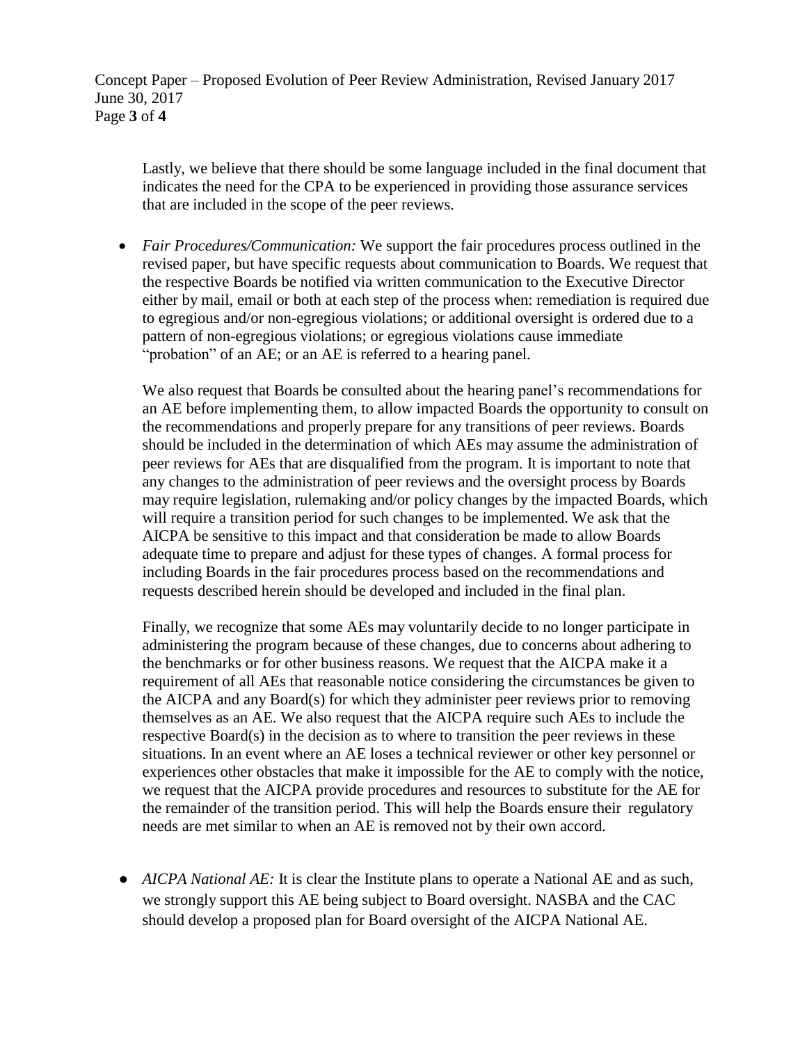Lastly, we believe that there should be some language included in the final document that indicates the need for the CPA to be experienced in providing those assurance services that are included in the scope of the peer reviews.

- *Fair Procedures/Communication:* We support the fair procedures process outlined in the revised paper, but have specific requests about communication to Boards. We request that the respective Boards be notified via written communication to the Executive Director either by mail, email or both at each step of the process when: remediation is required due to egregious and/or non-egregious violations; or additional oversight is ordered due to a pattern of non-egregious violations; or egregious violations cause immediate "probation" of an AE; or an AE is referred to a hearing panel.

  We also request that Boards be consulted about the hearing panel's recommendations for an AE before implementing them, to allow impacted Boards the opportunity to consult on the recommendations and properly prepare for any transitions of peer reviews. Boards should be included in the determination of which AEs may assume the administration of peer reviews for AEs that are disqualified from the program. It is important to note that any changes to the administration of peer reviews and the oversight process by Boards may require legislation, rulemaking and/or policy changes by the impacted Boards, which will require a transition period for such changes to be implemented. We ask that the AICPA be sensitive to this impact and that consideration be made to allow Boards adequate time to prepare and adjust for these types of changes. A formal process for including Boards in the fair procedures process based on the recommendations and requests described herein should be developed and included in the final plan.

  Finally, we recognize that some AEs may voluntarily decide to no longer participate in administering the program because of these changes, due to concerns about adhering to the benchmarks or for other business reasons. We request that the AICPA make it a requirement of all AEs that reasonable notice considering the circumstances be given to the AICPA and any Board(s) for which they administer peer reviews prior to removing themselves as an AE. We also request that the AICPA require such AEs to include the respective Board(s) in the decision as to where to transition the peer reviews in these situations. In an event where an AE loses a technical reviewer or other key personnel or experiences other obstacles that make it impossible for the AE to comply with the notice, we request that the AICPA provide procedures and resources to substitute for the AE for the remainder of the transition period. This will help the Boards ensure their regulatory needs are met similar to when an AE is removed not by their own accord.

- *AICPA National AE:* It is clear the Institute plans to operate a National AE and as such, we strongly support this AE being subject to Board oversight. NASBA and the CAC should develop a proposed plan for Board oversight of the AICPA National AE.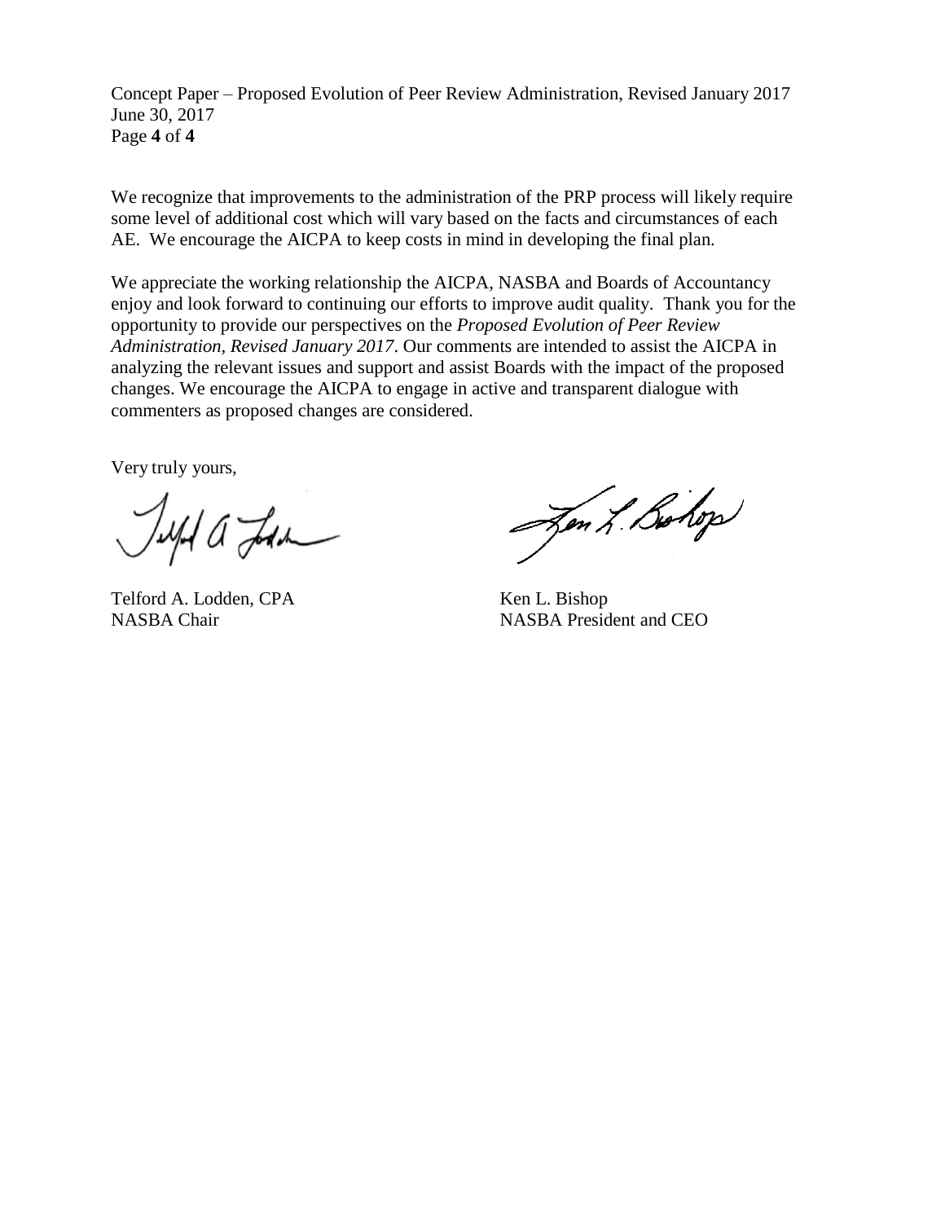We recognize that improvements to the administration of the PRP process will likely require some level of additional cost which will vary based on the facts and circumstances of each AE. We encourage the AICPA to keep costs in mind in developing the final plan.

We appreciate the working relationship the AICPA, NASBA and Boards of Accountancy enjoy and look forward to continuing our efforts to improve audit quality. Thank you for the opportunity to provide our perspectives on the *Proposed Evolution of Peer Review Administration, Revised January 2017*. Our comments are intended to assist the AICPA in analyzing the relevant issues and support and assist Boards with the impact of the proposed changes. We encourage the AICPA to engage in active and transparent dialogue with commenters as proposed changes are considered.

Very truly yours,

Telford A. Lodden, CPA
NASBA Chair

Ken L. Bishop
NASBA President and CEO